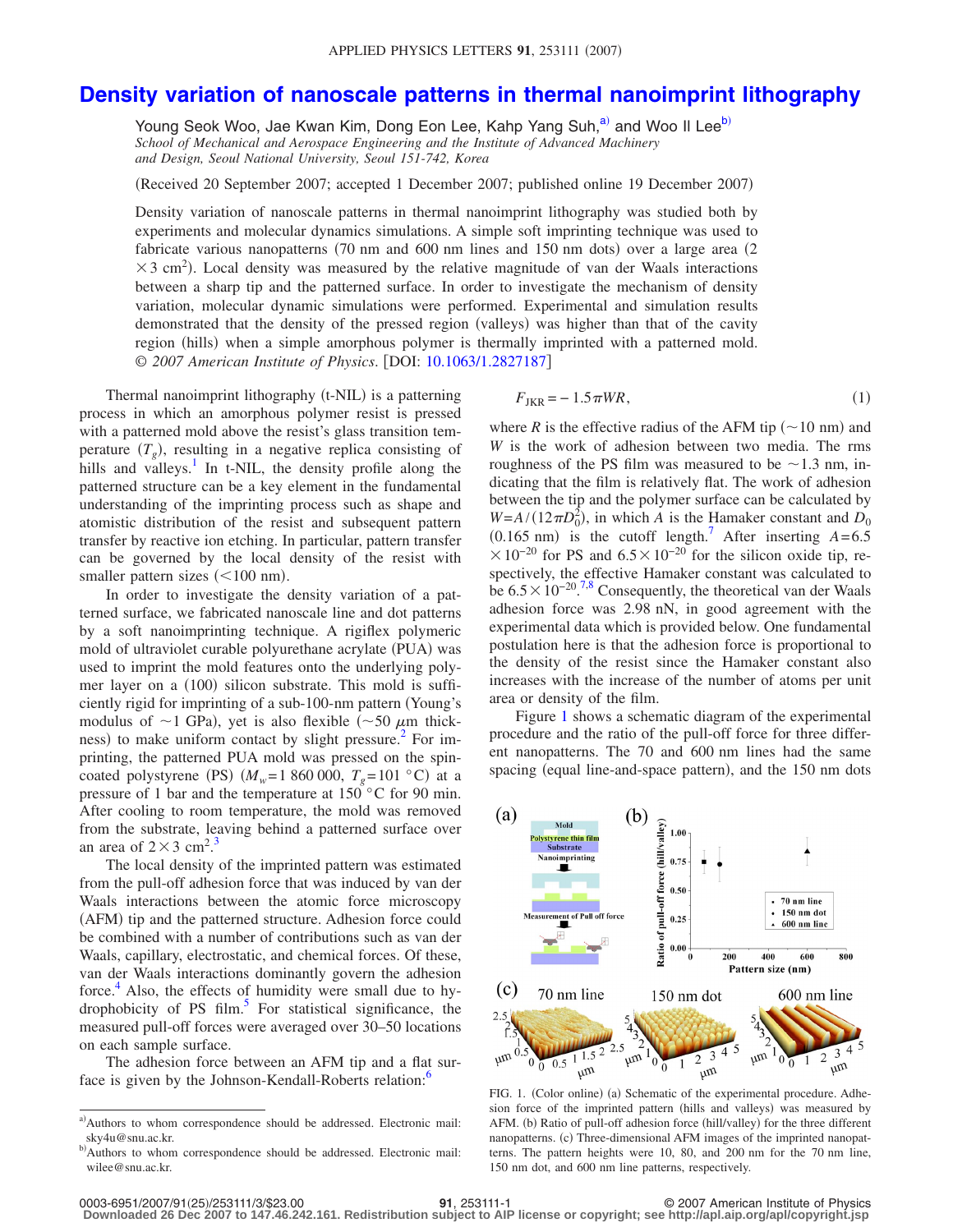# Density variation of nanoscale patterns in thermal nanoimprint lithography

Young Seok Woo, Jae Kwan Kim, Dong Eon Lee, Kahp Yang Suh,[a] and Woo Il Lee[b]

*School of Mechanical and Aerospace Engineering and the Institute of Advanced Machinery and Design, Seoul National University, Seoul 151-742, Korea*

(Received 20 September 2007; accepted 1 December 2007; published online 19 December 2007)

Density variation of nanoscale patterns in thermal nanoimprint lithography was studied both by experiments and molecular dynamics simulations. A simple soft imprinting technique was used to fabricate various nanopatterns (70 nm and 600 nm lines and 150 nm dots) over a large area ($2 \times 3$ cm$^2$). Local density was measured by the relative magnitude of van der Waals interactions between a sharp tip and the patterned surface. In order to investigate the mechanism of density variation, molecular dynamic simulations were performed. Experimental and simulation results demonstrated that the density of the pressed region (valleys) was higher than that of the cavity region (hills) when a simple amorphous polymer is thermally imprinted with a patterned mold. © *2007 American Institute of Physics*. [DOI: 10.1063/1.2827187]

Thermal nanoimprint lithography (t-NIL) is a patterning process in which an amorphous polymer resist is pressed with a patterned mold above the resist's glass transition temperature ($T_g$), resulting in a negative replica consisting of hills and valleys.[1] In t-NIL, the density profile along the patterned structure can be a key element in the fundamental understanding of the imprinting process such as shape and atomistic distribution of the resist and subsequent pattern transfer by reactive ion etching. In particular, pattern transfer can be governed by the local density of the resist with smaller pattern sizes (<100 nm).

In order to investigate the density variation of a patterned surface, we fabricated nanoscale line and dot patterns by a soft nanoimprinting technique. A rigiflex polymeric mold of ultraviolet curable polyurethane acrylate (PUA) was used to imprint the mold features onto the underlying polymer layer on a (100) silicon substrate. This mold is sufficiently rigid for imprinting of a sub-100-nm pattern (Young's modulus of ~1 GPa), yet is also flexible (~50 $\mu$m thickness) to make uniform contact by slight pressure.[2] For imprinting, the patterned PUA mold was pressed on the spin-coated polystyrene (PS) ($M_w$=1 860 000, $T_g$=101 °C) at a pressure of 1 bar and the temperature at 150 °C for 90 min. After cooling to room temperature, the mold was removed from the substrate, leaving behind a patterned surface over an area of $2 \times 3$ cm$^2$.[3]

The local density of the imprinted pattern was estimated from the pull-off adhesion force that was induced by van der Waals interactions between the atomic force microscopy (AFM) tip and the patterned structure. Adhesion force could be combined with a number of contributions such as van der Waals, capillary, electrostatic, and chemical forces. Of these, van der Waals interactions dominantly govern the adhesion force.[4] Also, the effects of humidity were small due to hydrophobicity of PS film.[5] For statistical significance, the measured pull-off forces were averaged over 30–50 locations on each sample surface.

The adhesion force between an AFM tip and a flat surface is given by the Johnson-Kendall-Roberts relation:[6]

$$F_{\mathrm{JKR}} = -1.5\pi W R, \tag{1}$$

where $R$ is the effective radius of the AFM tip (~10 nm) and $W$ is the work of adhesion between two media. The rms roughness of the PS film was measured to be ~1.3 nm, indicating that the film is relatively flat. The work of adhesion between the tip and the polymer surface can be calculated by $W = A/(12\pi D_0^2)$, in which $A$ is the Hamaker constant and $D_0$ (0.165 nm) is the cutoff length.[7] After inserting $A = 6.5 \times 10^{-20}$ for PS and $6.5 \times 10^{-20}$ for the silicon oxide tip, respectively, the effective Hamaker constant was calculated to be $6.5 \times 10^{-20}$.[7,8] Consequently, the theoretical van der Waals adhesion force was 2.98 nN, in good agreement with the experimental data which is provided below. One fundamental postulation here is that the adhesion force is proportional to the density of the resist since the Hamaker constant also increases with the increase of the number of atoms per unit area or density of the film.

Figure 1 shows a schematic diagram of the experimental procedure and the ratio of the pull-off force for three different nanopatterns. The 70 and 600 nm lines had the same spacing (equal line-and-space pattern), and the 150 nm dots

FIG. 1. (Color online) (a) Schematic of the experimental procedure. Adhesion force of the imprinted pattern (hills and valleys) was measured by AFM. (b) Ratio of pull-off adhesion force (hill/valley) for the three different nanopatterns. (c) Three-dimensional AFM images of the imprinted nanopatterns. The pattern heights were 10, 80, and 200 nm for the 70 nm line, 150 nm dot, and 600 nm line patterns, respectively.

---

[a] Authors to whom correspondence should be addressed. Electronic mail: sky4u@snu.ac.kr.

[b] Authors to whom correspondence should be addressed. Electronic mail: wilee@snu.ac.kr.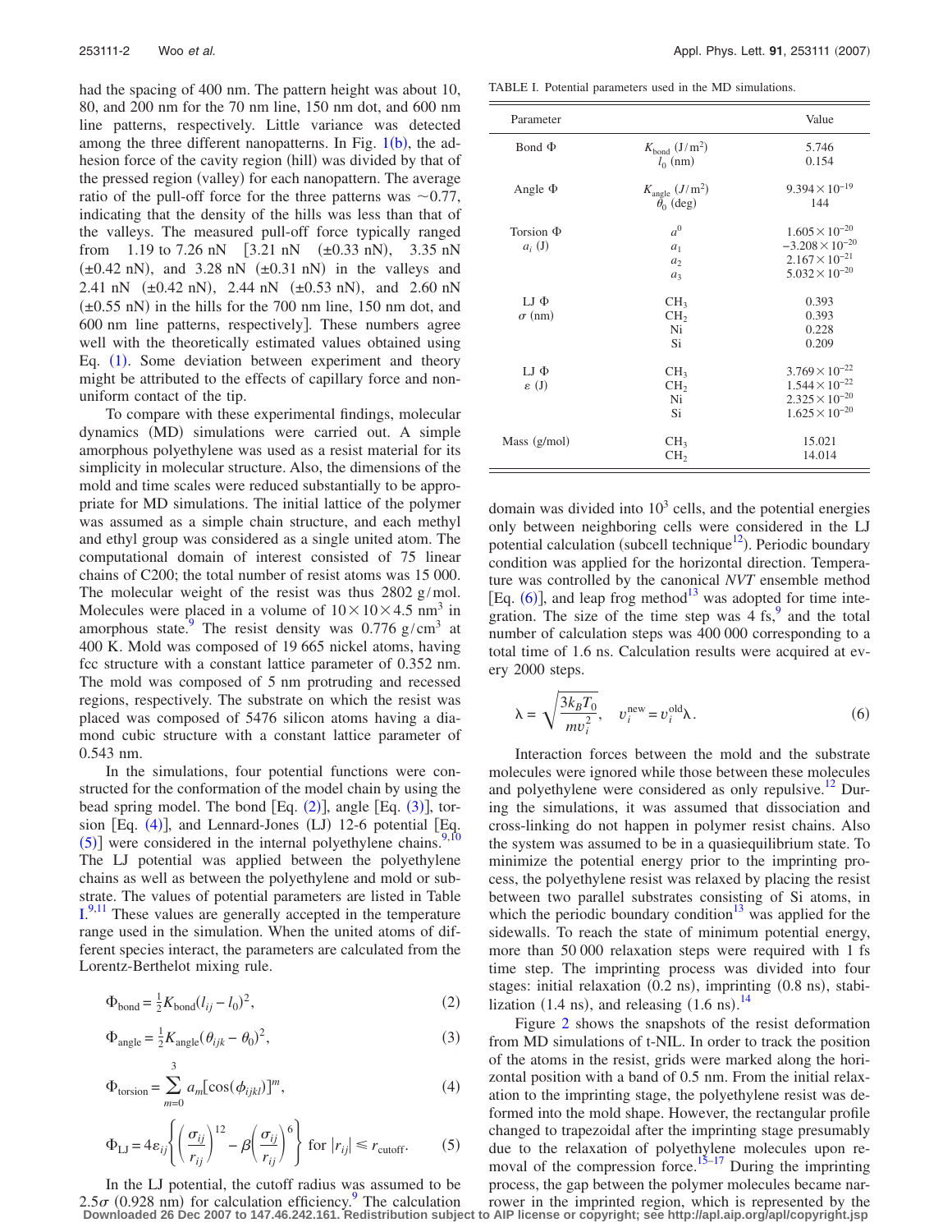had the spacing of 400 nm. The pattern height was about 10, 80, and 200 nm for the 70 nm line, 150 nm dot, and 600 nm line patterns, respectively. Little variance was detected among the three different nanopatterns. In Fig. 1(b), the adhesion force of the cavity region (hill) was divided by that of the pressed region (valley) for each nanopattern. The average ratio of the pull-off force for the three patterns was ~0.77, indicating that the density of the hills was less than that of the valleys. The measured pull-off force typically ranged from 1.19 to 7.26 nN [3.21 nN (±0.33 nN), 3.35 nN (±0.42 nN), and 3.28 nN (±0.31 nN) in the valleys and 2.41 nN (±0.42 nN), 2.44 nN (±0.53 nN), and 2.60 nN (±0.55 nN) in the hills for the 700 nm line, 150 nm dot, and 600 nm line patterns, respectively]. These numbers agree well with the theoretically estimated values obtained using Eq. (1). Some deviation between experiment and theory might be attributed to the effects of capillary force and non-uniform contact of the tip.

To compare with these experimental findings, molecular dynamics (MD) simulations were carried out. A simple amorphous polyethylene was used as a resist material for its simplicity in molecular structure. Also, the dimensions of the mold and time scales were reduced substantially to be appropriate for MD simulations. The initial lattice of the polymer was assumed as a simple chain structure, and each methyl and ethyl group was considered as a single united atom. The computational domain of interest consisted of 75 linear chains of C200; the total number of resist atoms was 15 000. The molecular weight of the resist was thus 2802 g/mol. Molecules were placed in a volume of $10\times10\times4.5$ nm$^3$ in amorphous state.[9] The resist density was 0.776 g/cm$^3$ at 400 K. Mold was composed of 19 665 nickel atoms, having fcc structure with a constant lattice parameter of 0.352 nm. The mold was composed of 5 nm protruding and recessed regions, respectively. The substrate on which the resist was placed was composed of 5476 silicon atoms having a diamond cubic structure with a constant lattice parameter of 0.543 nm.

In the simulations, four potential functions were constructed for the conformation of the model chain by using the bead spring model. The bond [Eq. (2)], angle [Eq. (3)], torsion [Eq. (4)], and Lennard-Jones (LJ) 12-6 potential [Eq. (5)] were considered in the internal polyethylene chains.[9,10] The LJ potential was applied between the polyethylene chains as well as between the polyethylene and mold or substrate. The values of potential parameters are listed in Table I.[9,11] These values are generally accepted in the temperature range used in the simulation. When the united atoms of different species interact, the parameters are calculated from the Lorentz-Berthelot mixing rule.

$$\Phi_{\text{bond}} = \tfrac{1}{2}K_{\text{bond}}(l_{ij} - l_0)^2, \tag{2}$$

$$\Phi_{\text{angle}} = \tfrac{1}{2}K_{\text{angle}}(\theta_{ijk} - \theta_0)^2, \tag{3}$$

$$\Phi_{\text{torsion}} = \sum_{m=0}^{3} a_m[\cos(\phi_{ijkl})]^m, \tag{4}$$

$$\Phi_{\text{LJ}} = 4\varepsilon_{ij}\left\{\left(\frac{\sigma_{ij}}{r_{ij}}\right)^{12} - \beta\left(\frac{\sigma_{ij}}{r_{ij}}\right)^{6}\right\} \text{ for } |r_{ij}| \leq r_{\text{cutoff}}. \tag{5}$$

In the LJ potential, the cutoff radius was assumed to be $2.5\sigma$ (0.928 nm) for calculation efficiency.[9] The calculation domain was divided into $10^3$ cells, and the potential energies only between neighboring cells were considered in the LJ potential calculation (subcell technique[12]). Periodic boundary condition was applied for the horizontal direction. Temperature was controlled by the canonical *NVT* ensemble method [Eq. (6)], and leap frog method[13] was adopted for time integration. The size of the time step was 4 fs,[9] and the total number of calculation steps was 400 000 corresponding to a total time of 1.6 ns. Calculation results were acquired at every 2000 steps.

$$\lambda = \sqrt{\frac{3k_B T_0}{m v_i^2}}, \quad v_i^{\text{new}} = v_i^{\text{old}}\lambda. \tag{6}$$

Interaction forces between the mold and the substrate molecules were ignored while those between these molecules and polyethylene were considered as only repulsive.[12] During the simulations, it was assumed that dissociation and cross-linking do not happen in polymer resist chains. Also the system was assumed to be in a quasiequilibrium state. To minimize the potential energy prior to the imprinting process, the polyethylene resist was relaxed by placing the resist between two parallel substrates consisting of Si atoms, in which the periodic boundary condition[13] was applied for the sidewalls. To reach the state of minimum potential energy, more than 50 000 relaxation steps were required with 1 fs time step. The imprinting process was divided into four stages: initial relaxation (0.2 ns), imprinting (0.8 ns), stabilization (1.4 ns), and releasing (1.6 ns).[14]

Figure 2 shows the snapshots of the resist deformation from MD simulations of t-NIL. In order to track the position of the atoms in the resist, grids were marked along the horizontal position with a band of 0.5 nm. From the initial relaxation to the imprinting stage, the polyethylene resist was deformed into the mold shape. However, the rectangular profile changed to trapezoidal after the imprinting stage presumably due to the relaxation of polyethylene molecules upon removal of the compression force.[15–17] During the imprinting process, the gap between the polymer molecules became narrower in the imprinted region, which is represented by the

TABLE I. Potential parameters used in the MD simulations.

| Parameter | | Value |
|---|---|---|
| Bond Φ | $K_{\text{bond}}$ (J/m$^2$) | 5.746 |
| | $l_0$ (nm) | 0.154 |
| Angle Φ | $K_{\text{angle}}$ (J/m$^2$) | $9.394\times10^{-19}$ |
| | $\theta_0$ (deg) | 144 |
| Torsion Φ $a_i$ (J) | $a^0$ | $1.605\times10^{-20}$ |
| | $a_1$ | $-3.208\times10^{-20}$ |
| | $a_2$ | $2.167\times10^{-21}$ |
| | $a_3$ | $5.032\times10^{-20}$ |
| LJ Φ $\sigma$ (nm) | $CH_3$ | 0.393 |
| | $CH_2$ | 0.393 |
| | Ni | 0.228 |
| | Si | 0.209 |
| LJ Φ $\varepsilon$ (J) | $CH_3$ | $3.769\times10^{-22}$ |
| | $CH_2$ | $1.544\times10^{-22}$ |
| | Ni | $2.325\times10^{-20}$ |
| | Si | $1.625\times10^{-20}$ |
| Mass (g/mol) | $CH_3$ | 15.021 |
| | $CH_2$ | 14.014 |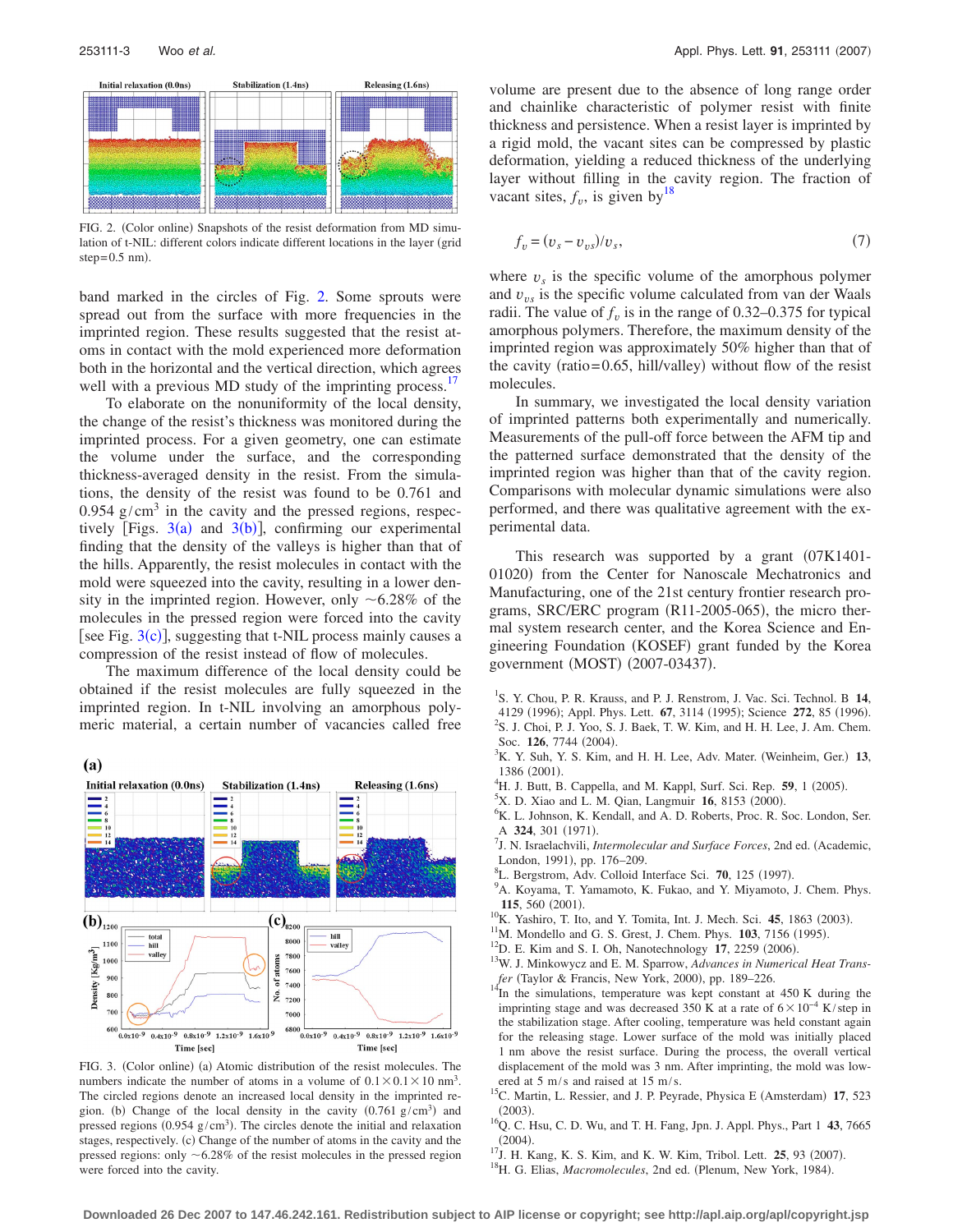Initial relaxation (0.0ns)

Stabilization (1.4ns)

Releasing (1.6ns)

FIG. 2. (Color online) Snapshots of the resist deformation from MD simulation of t-NIL: different colors indicate different locations in the layer (grid step=0.5 nm).

band marked in the circles of Fig. 2. Some sprouts were spread out from the surface with more frequencies in the imprinted region. These results suggested that the resist atoms in contact with the mold experienced more deformation both in the horizontal and the vertical direction, which agrees well with a previous MD study of the imprinting process.[17]

To elaborate on the nonuniformity of the local density, the change of the resist's thickness was monitored during the imprinted process. For a given geometry, one can estimate the volume under the surface, and the corresponding thickness-averaged density in the resist. From the simulations, the density of the resist was found to be 0.761 and 0.954 $g/cm^3$ in the cavity and the pressed regions, respectively [Figs. 3(a) and 3(b)], confirming our experimental finding that the density of the valleys is higher than that of the hills. Apparently, the resist molecules in contact with the mold were squeezed into the cavity, resulting in a lower density in the imprinted region. However, only ~6.28% of the molecules in the pressed region were forced into the cavity [see Fig. 3(c)], suggesting that t-NIL process mainly causes a compression of the resist instead of flow of molecules.

The maximum difference of the local density could be obtained if the resist molecules are fully squeezed in the imprinted region. In t-NIL involving an amorphous polymeric material, a certain number of vacancies called free volume are present due to the absence of long range order and chainlike characteristic of polymer resist with finite thickness and persistence. When a resist layer is imprinted by a rigid mold, the vacant sites can be compressed by plastic deformation, yielding a reduced thickness of the underlying layer without filling in the cavity region. The fraction of vacant sites, $f_v$, is given by[18]

$$f_v = (v_s - v_{vs})/v_s, \tag{7}$$

where $v_s$ is the specific volume of the amorphous polymer and $v_{vs}$ is the specific volume calculated from van der Waals radii. The value of $f_v$ is in the range of 0.32–0.375 for typical amorphous polymers. Therefore, the maximum density of the imprinted region was approximately 50% higher than that of the cavity (ratio=0.65, hill/valley) without flow of the resist molecules.

In summary, we investigated the local density variation of imprinted patterns both experimentally and numerically. Measurements of the pull-off force between the AFM tip and the patterned surface demonstrated that the density of the imprinted region was higher than that of the cavity region. Comparisons with molecular dynamic simulations were also performed, and there was qualitative agreement with the experimental data.

This research was supported by a grant (07K1401-01020) from the Center for Nanoscale Mechatronics and Manufacturing, one of the 21st century frontier research programs, SRC/ERC program (R11-2005-065), the micro thermal system research center, and the Korea Science and Engineering Foundation (KOSEF) grant funded by the Korea government (MOST) (2007-03437).

(a)

Initial relaxation (0.0ns)

Stabilization (1.4ns)

Releasing (1.6ns)

2
4
6
8
10
12
14

(b)

Density [Kg/m³]

1200
1100
1000
900
800
700
600

total
hill
valley

0.0x10⁻⁹ 0.4x10⁻⁹ 0.8x10⁻⁹ 1.2x10⁻⁹ 1.6x10⁻⁹

Time [sec]

(c)

No. of atoms

8200
8000
7800
7600
7400
7200
7000
6800

hill
valley

0.0x10⁻⁹ 0.4x10⁻⁹ 0.8x10⁻⁹ 1.2x10⁻⁹ 1.6x10⁻⁹

Time [sec]

FIG. 3. (Color online) (a) Atomic distribution of the resist molecules. The numbers indicate the number of atoms in a volume of $0.1 \times 0.1 \times 10\ nm^3$. The circled regions denote an increased local density in the imprinted region. (b) Change of the local density in the cavity (0.761 $g/cm^3$) and pressed regions (0.954 $g/cm^3$). The circles denote the initial and relaxation stages, respectively. (c) Change of the number of atoms in the cavity and the pressed regions: only ~6.28% of the resist molecules in the pressed region were forced into the cavity.

[1] S. Y. Chou, P. R. Krauss, and P. J. Renstrom, J. Vac. Sci. Technol. B **14**, 4129 (1996); Appl. Phys. Lett. **67**, 3114 (1995); Science **272**, 85 (1996).

[2] S. J. Choi, P. J. Yoo, S. J. Baek, T. W. Kim, and H. H. Lee, J. Am. Chem. Soc. **126**, 7744 (2004).

[3] K. Y. Suh, Y. S. Kim, and H. H. Lee, Adv. Mater. (Weinheim, Ger.) **13**, 1386 (2001).

[4] H. J. Butt, B. Cappella, and M. Kappl, Surf. Sci. Rep. **59**, 1 (2005).

[5] X. D. Xiao and L. M. Qian, Langmuir **16**, 8153 (2000).

[6] K. L. Johnson, K. Kendall, and A. D. Roberts, Proc. R. Soc. London, Ser. A **324**, 301 (1971).

[7] J. N. Israelachvili, *Intermolecular and Surface Forces*, 2nd ed. (Academic, London, 1991), pp. 176–209.

[8] L. Bergstrom, Adv. Colloid Interface Sci. **70**, 125 (1997).

[9] A. Koyama, T. Yamamoto, K. Fukao, and Y. Miyamoto, J. Chem. Phys. **115**, 560 (2001).

[10] K. Yashiro, T. Ito, and Y. Tomita, Int. J. Mech. Sci. **45**, 1863 (2003).

[11] M. Mondello and G. S. Grest, J. Chem. Phys. **103**, 7156 (1995).

[12] D. E. Kim and S. I. Oh, Nanotechnology **17**, 2259 (2006).

[13] W. J. Minkowycz and E. M. Sparrow, *Advances in Numerical Heat Transfer* (Taylor & Francis, New York, 2000), pp. 189–226.

[14] In the simulations, temperature was kept constant at 450 K during the imprinting stage and was decreased 350 K at a rate of $6 \times 10^{-4}$ K/step in the stabilization stage. After cooling, temperature was held constant again for the releasing stage. Lower surface of the mold was initially placed 1 nm above the resist surface. During the process, the overall vertical displacement of the mold was 3 nm. After imprinting, the mold was lowered at 5 m/s and raised at 15 m/s.

[15] C. Martin, L. Ressier, and J. P. Peyrade, Physica E (Amsterdam) **17**, 523 (2003).

[16] Q. C. Hsu, C. D. Wu, and T. H. Fang, Jpn. J. Appl. Phys., Part 1 **43**, 7665 (2004).

[17] J. H. Kang, K. S. Kim, and K. W. Kim, Tribol. Lett. **25**, 93 (2007).

[18] H. G. Elias, *Macromolecules*, 2nd ed. (Plenum, New York, 1984).